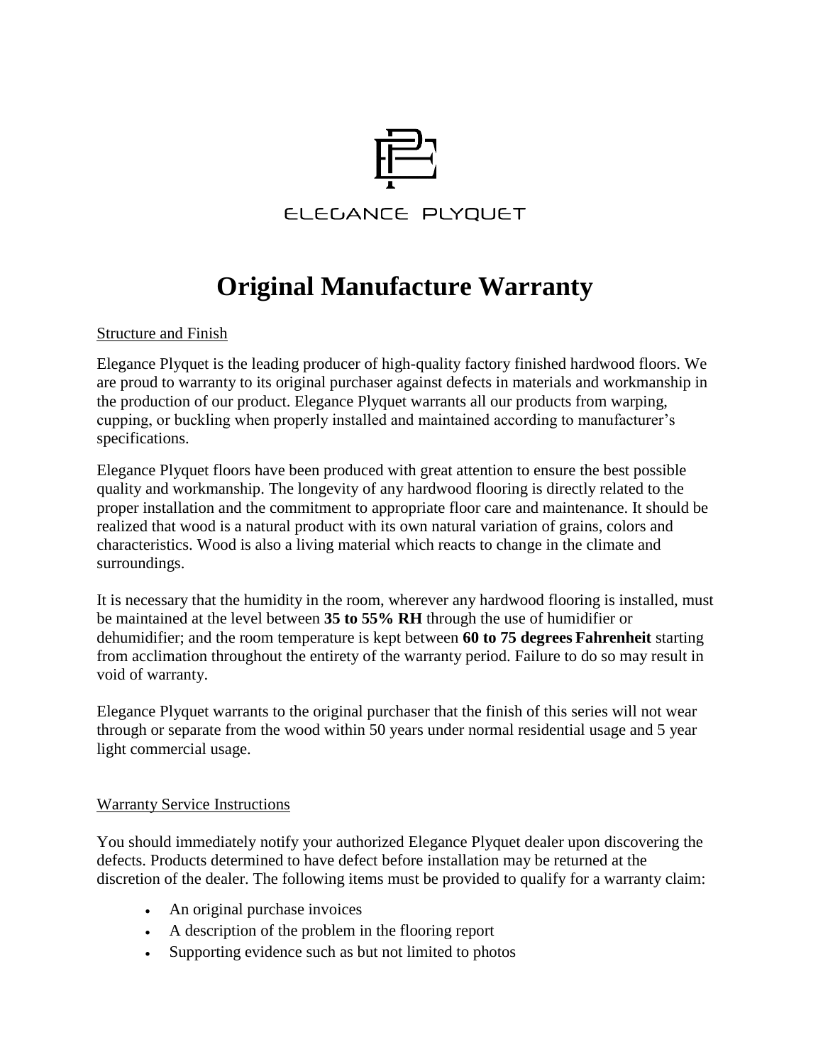ELEGANCE PLYQUET

# Original Manufacture Warranty

## Structure and Finish

Elegance Plyquet is the leading producer of high-quality factory finished hardwood floors. We are proud to warranty to its original purchaser against defects in materials and workmanship in the production of our product. Elegance Plyquet warrants all our products from warping, cupping, or buckling when properly installed and maintained according to manufacturer's specifications.

Elegance Plyquet floors have been produced with great attention to ensure the best possible quality and workmanship. The longevity of any hardwood flooring is directly related to the proper installation and the commitment to appropriate floor care and maintenance. It should be realized that wood is a natural product with its own natural variation of grains, colors and characteristics. Wood is also a living material which reacts to change in the climate and surroundings.

It is necessary that the humidity in the room, wherever any hardwood flooring is installed, must be maintained at the level between **35 to 55% RH** through the use of humidifier or dehumidifier; and the room temperature is kept between **60 to 75 degrees Fahrenheit** starting from acclimation throughout the entirety of the warranty period. Failure to do so may result in void of warranty.

Elegance Plyquet warrants to the original purchaser that the finish of this series will not wear through or separate from the wood within 50 years under normal residential usage and 5 year light commercial usage.

## Warranty Service Instructions

You should immediately notify your authorized Elegance Plyquet dealer upon discovering the defects. Products determined to have defect before installation may be returned at the discretion of the dealer. The following items must be provided to qualify for a warranty claim:

- An original purchase invoices
- A description of the problem in the flooring report
- Supporting evidence such as but not limited to photos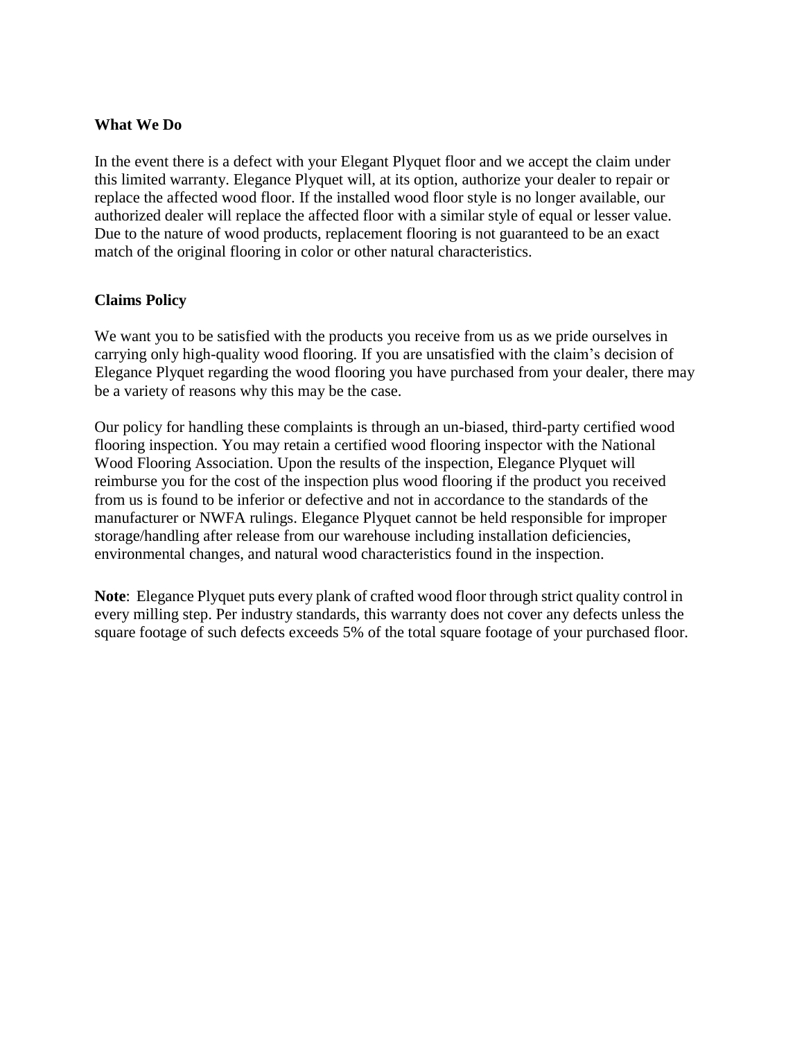### What We Do

In the event there is a defect with your Elegant Plyquet floor and we accept the claim under this limited warranty. Elegance Plyquet will, at its option, authorize your dealer to repair or replace the affected wood floor. If the installed wood floor style is no longer available, our authorized dealer will replace the affected floor with a similar style of equal or lesser value. Due to the nature of wood products, replacement flooring is not guaranteed to be an exact match of the original flooring in color or other natural characteristics.

### Claims Policy

We want you to be satisfied with the products you receive from us as we pride ourselves in carrying only high-quality wood flooring. If you are unsatisfied with the claim's decision of Elegance Plyquet regarding the wood flooring you have purchased from your dealer, there may be a variety of reasons why this may be the case.

Our policy for handling these complaints is through an un-biased, third-party certified wood flooring inspection. You may retain a certified wood flooring inspector with the National Wood Flooring Association. Upon the results of the inspection, Elegance Plyquet will reimburse you for the cost of the inspection plus wood flooring if the product you received from us is found to be inferior or defective and not in accordance to the standards of the manufacturer or NWFA rulings. Elegance Plyquet cannot be held responsible for improper storage/handling after release from our warehouse including installation deficiencies, environmental changes, and natural wood characteristics found in the inspection.

**Note**: Elegance Plyquet puts every plank of crafted wood floor through strict quality control in every milling step. Per industry standards, this warranty does not cover any defects unless the square footage of such defects exceeds 5% of the total square footage of your purchased floor.